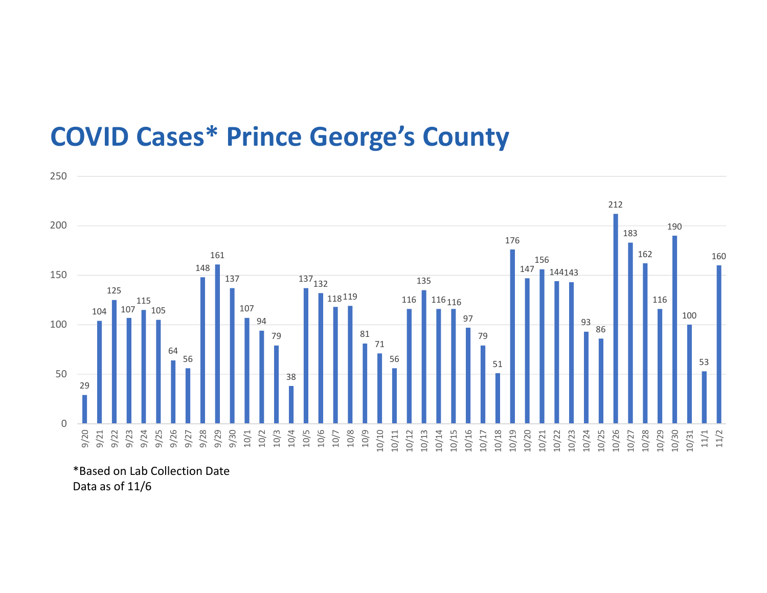# COVID Cases* Prince George's County

| Date | Cases |
|---|---|
| 9/20 | 29 |
| 9/21 | 104 |
| 9/22 | 125 |
| 9/23 | 107 |
| 9/24 | 115 |
| 9/25 | 105 |
| 9/26 | 64 |
| 9/27 | 56 |
| 9/28 | 148 |
| 9/29 | 161 |
| 9/30 | 137 |
| 10/1 | 107 |
| 10/2 | 94 |
| 10/3 | 79 |
| 10/4 | 38 |
| 10/5 | 137 |
| 10/6 | 132 |
| 10/7 | 118 |
| 10/8 | 119 |
| 10/9 | 81 |
| 10/10 | 71 |
| 10/11 | 56 |
| 10/12 | 116 |
| 10/13 | 135 |
| 10/14 | 116 |
| 10/15 | 116 |
| 10/16 | 97 |
| 10/17 | 79 |
| 10/18 | 51 |
| 10/19 | 176 |
| 10/20 | 147 |
| 10/21 | 156 |
| 10/22 | 144 |
| 10/23 | 143 |
| 10/24 | 93 |
| 10/25 | 86 |
| 10/26 | 212 |
| 10/27 | 183 |
| 10/28 | 162 |
| 10/29 | 116 |
| 10/30 | 190 |
| 10/31 | 100 |
| 11/1 | 53 |
| 11/2 | 160 |

*Based on Lab Collection Date
Data as of 11/6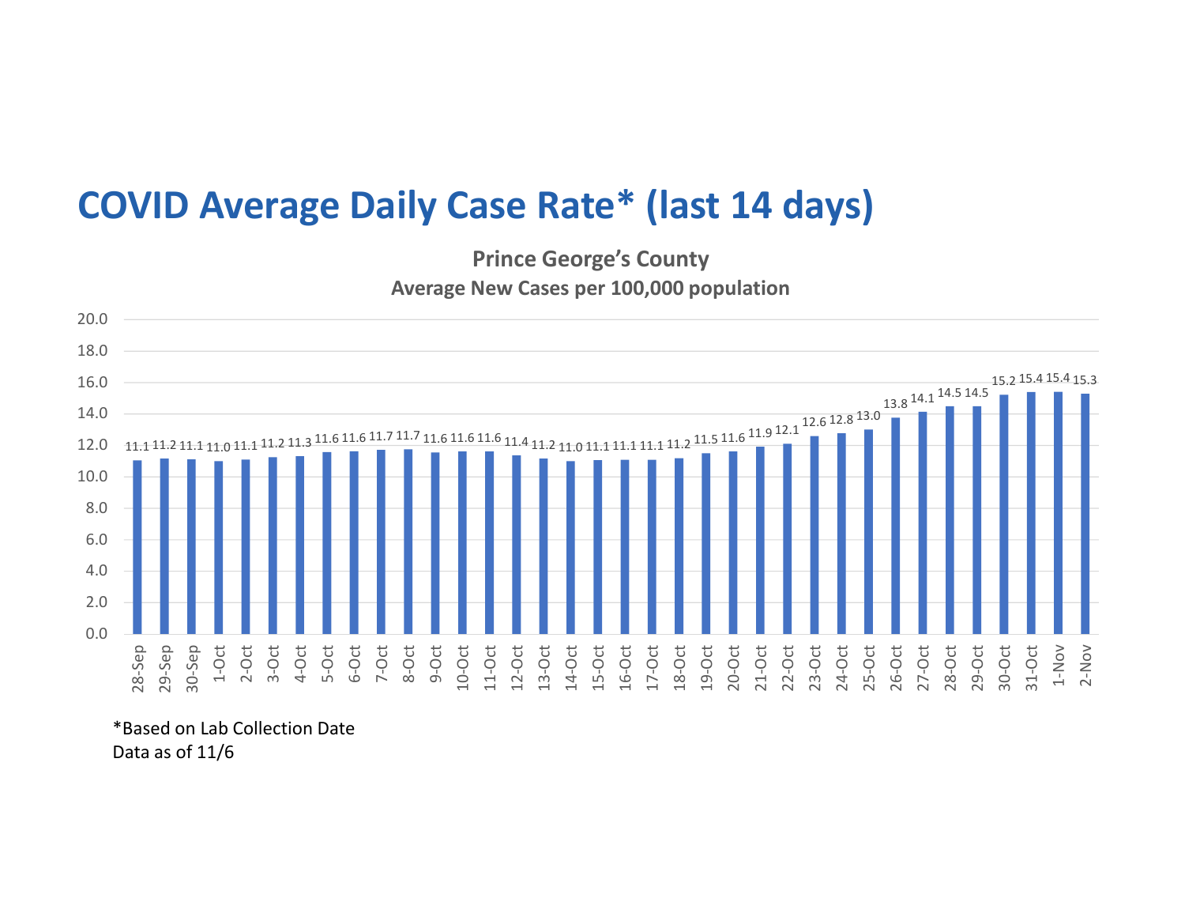# COVID Average Daily Case Rate* (last 14 days)

**Prince George's County**
**Average New Cases per 100,000 population**

| Date | Rate |
|---|---|
| 28-Sep | 11.1 |
| 29-Sep | 11.2 |
| 30-Sep | 11.1 |
| 1-Oct | 11.0 |
| 2-Oct | 11.1 |
| 3-Oct | 11.2 |
| 4-Oct | 11.3 |
| 5-Oct | 11.6 |
| 6-Oct | 11.6 |
| 7-Oct | 11.7 |
| 8-Oct | 11.7 |
| 9-Oct | 11.6 |
| 10-Oct | 11.6 |
| 11-Oct | 11.6 |
| 12-Oct | 11.4 |
| 13-Oct | 11.2 |
| 14-Oct | 11.0 |
| 15-Oct | 11.1 |
| 16-Oct | 11.1 |
| 17-Oct | 11.1 |
| 18-Oct | 11.2 |
| 19-Oct | 11.5 |
| 20-Oct | 11.6 |
| 21-Oct | 11.9 |
| 22-Oct | 12.1 |
| 23-Oct | 12.6 |
| 24-Oct | 12.8 |
| 25-Oct | 13.0 |
| 26-Oct | 13.8 |
| 27-Oct | 14.1 |
| 28-Oct | 14.5 |
| 29-Oct | 14.5 |
| 30-Oct | 15.2 |
| 31-Oct | 15.4 |
| 1-Nov | 15.4 |
| 2-Nov | 15.3 |

*Based on Lab Collection Date
Data as of 11/6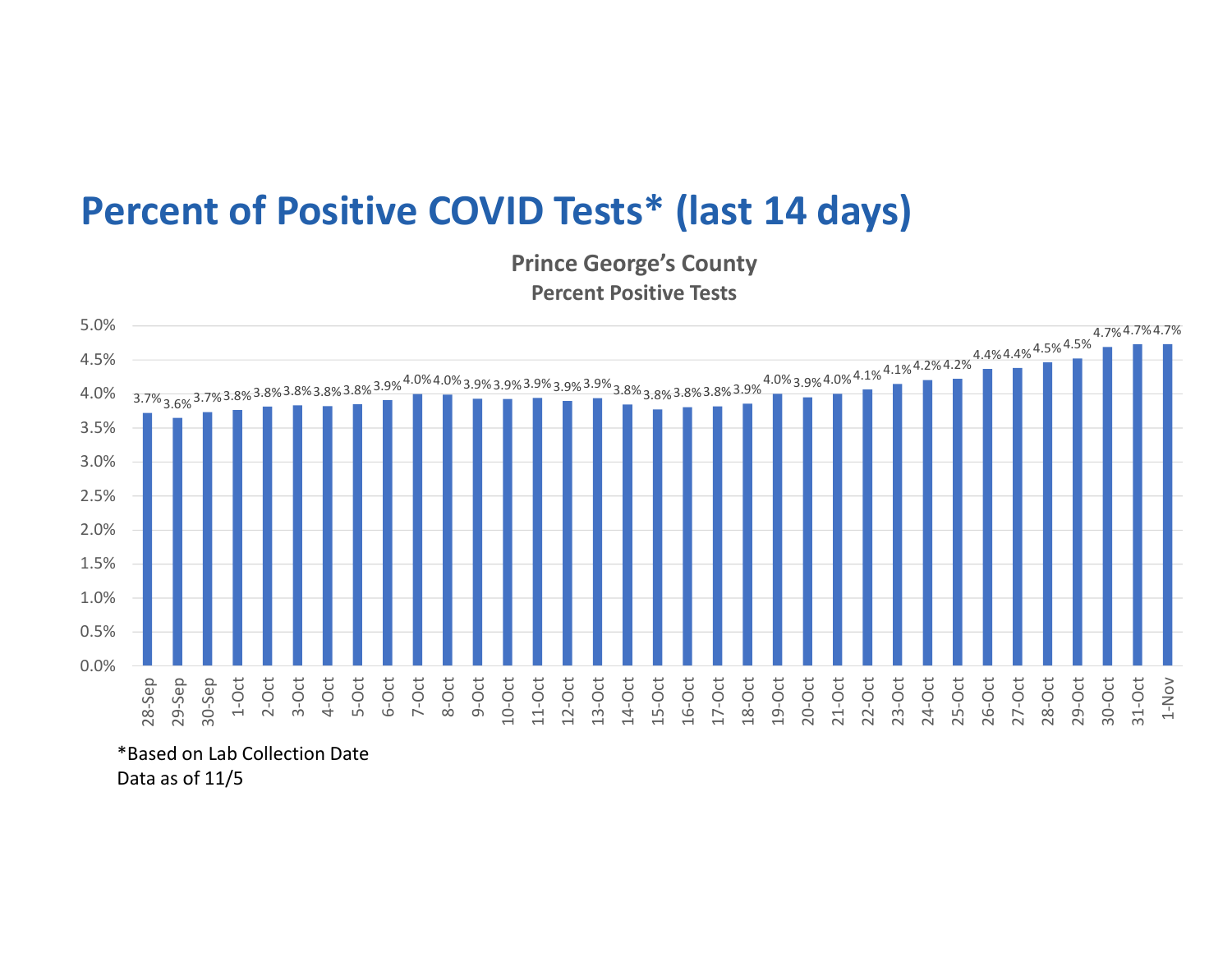# Percent of Positive COVID Tests* (last 14 days)

Prince George's County
Percent Positive Tests

5.0%
4.5%
4.0%
3.5%
3.0%
2.5%
2.0%
1.5%
1.0%
0.5%
0.0%

3.7% 3.6% 3.7% 3.8% 3.8% 3.8% 3.8% 3.8% 3.9% 4.0% 4.0% 3.9% 3.9% 3.9% 3.9% 3.9% 3.8% 3.8% 3.8% 3.8% 3.9% 4.0% 3.9% 4.0% 4.1% 4.1% 4.2% 4.2% 4.4% 4.4% 4.5% 4.5% 4.7% 4.7% 4.7%

28-Sep 29-Sep 30-Sep 1-Oct 2-Oct 3-Oct 4-Oct 5-Oct 6-Oct 7-Oct 8-Oct 9-Oct 10-Oct 11-Oct 12-Oct 13-Oct 14-Oct 15-Oct 16-Oct 17-Oct 18-Oct 19-Oct 20-Oct 21-Oct 22-Oct 23-Oct 24-Oct 25-Oct 26-Oct 27-Oct 28-Oct 29-Oct 30-Oct 31-Oct 1-Nov

*Based on Lab Collection Date
Data as of 11/5